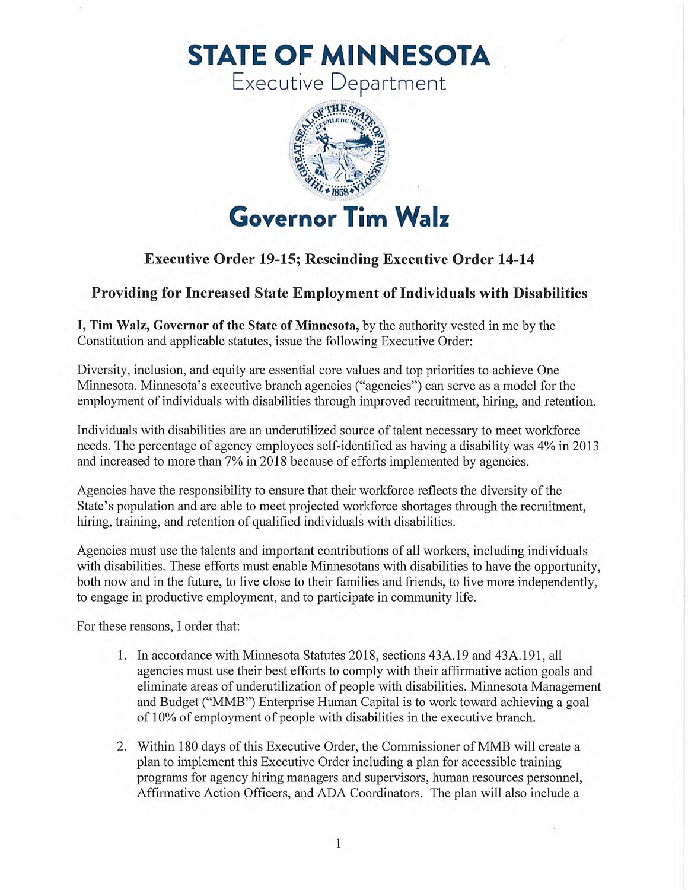# STATE OF MINNESOTA

Executive Department

# Governor Tim Walz

## Executive Order 19-15; Rescinding Executive Order 14-14

## Providing for Increased State Employment of Individuals with Disabilities

**I, Tim Walz, Governor of the State of Minnesota,** by the authority vested in me by the Constitution and applicable statutes, issue the following Executive Order:

Diversity, inclusion, and equity are essential core values and top priorities to achieve One Minnesota. Minnesota's executive branch agencies ("agencies") can serve as a model for the employment of individuals with disabilities through improved recruitment, hiring, and retention.

Individuals with disabilities are an underutilized source of talent necessary to meet workforce needs. The percentage of agency employees self-identified as having a disability was 4% in 2013 and increased to more than 7% in 2018 because of efforts implemented by agencies.

Agencies have the responsibility to ensure that their workforce reflects the diversity of the State's population and are able to meet projected workforce shortages through the recruitment, hiring, training, and retention of qualified individuals with disabilities.

Agencies must use the talents and important contributions of all workers, including individuals with disabilities. These efforts must enable Minnesotans with disabilities to have the opportunity, both now and in the future, to live close to their families and friends, to live more independently, to engage in productive employment, and to participate in community life.

For these reasons, I order that:

1. In accordance with Minnesota Statutes 2018, sections 43A.19 and 43A.191, all agencies must use their best efforts to comply with their affirmative action goals and eliminate areas of underutilization of people with disabilities. Minnesota Management and Budget ("MMB") Enterprise Human Capital is to work toward achieving a goal of 10% of employment of people with disabilities in the executive branch.

2. Within 180 days of this Executive Order, the Commissioner of MMB will create a plan to implement this Executive Order including a plan for accessible training programs for agency hiring managers and supervisors, human resources personnel, Affirmative Action Officers, and ADA Coordinators. The plan will also include a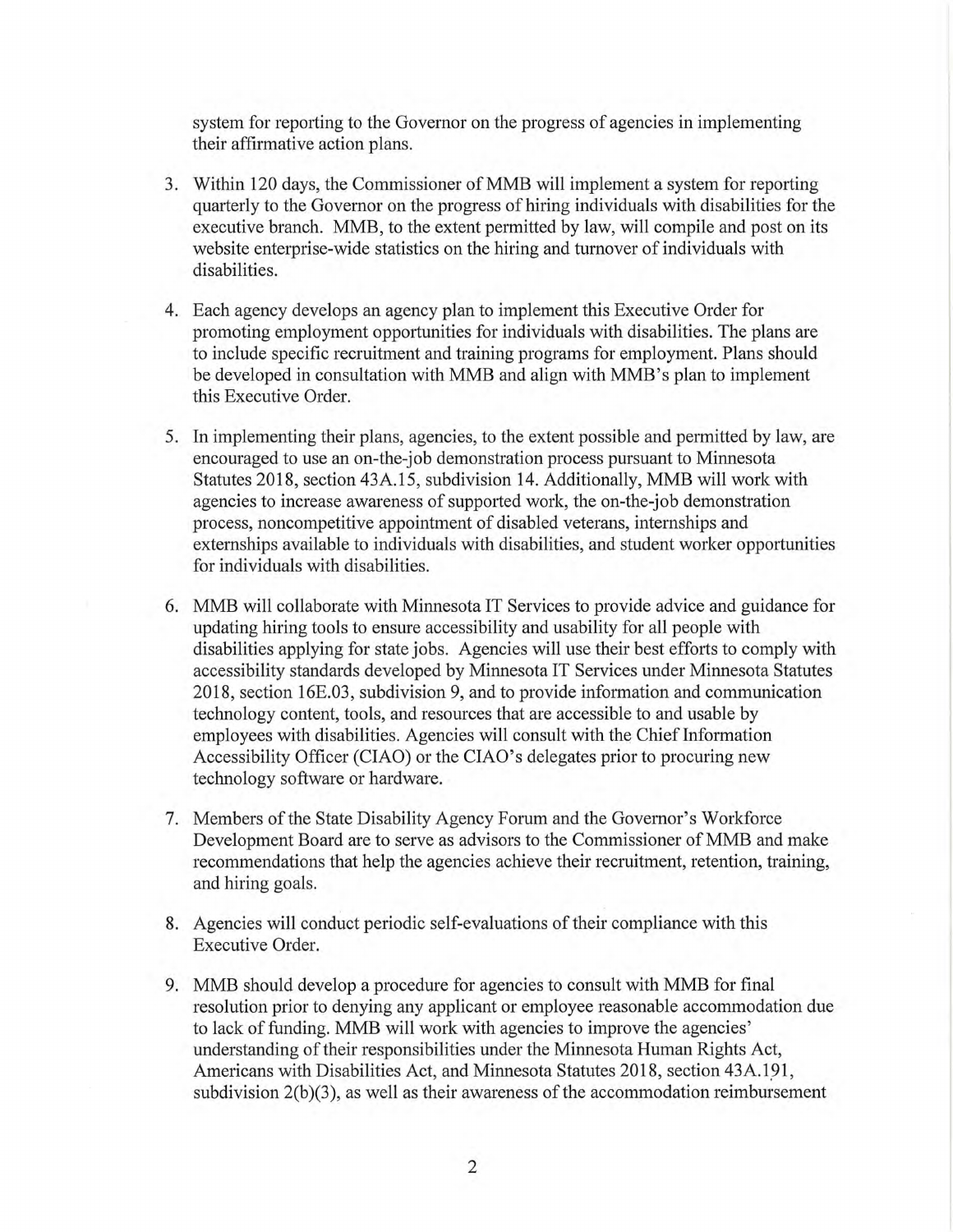system for reporting to the Governor on the progress of agencies in implementing their affirmative action plans.

3. Within 120 days, the Commissioner of MMB will implement a system for reporting quarterly to the Governor on the progress of hiring individuals with disabilities for the executive branch. MMB, to the extent permitted by law, will compile and post on its website enterprise-wide statistics on the hiring and turnover of individuals with disabilities.

4. Each agency develops an agency plan to implement this Executive Order for promoting employment opportunities for individuals with disabilities. The plans are to include specific recruitment and training programs for employment. Plans should be developed in consultation with MMB and align with MMB's plan to implement this Executive Order.

5. In implementing their plans, agencies, to the extent possible and permitted by law, are encouraged to use an on-the-job demonstration process pursuant to Minnesota Statutes 2018, section 43A.15, subdivision 14. Additionally, MMB will work with agencies to increase awareness of supported work, the on-the-job demonstration process, noncompetitive appointment of disabled veterans, internships and externships available to individuals with disabilities, and student worker opportunities for individuals with disabilities.

6. MMB will collaborate with Minnesota IT Services to provide advice and guidance for updating hiring tools to ensure accessibility and usability for all people with disabilities applying for state jobs. Agencies will use their best efforts to comply with accessibility standards developed by Minnesota IT Services under Minnesota Statutes 2018, section 16E.03, subdivision 9, and to provide information and communication technology content, tools, and resources that are accessible to and usable by employees with disabilities. Agencies will consult with the Chief Information Accessibility Officer (CIAO) or the CIAO's delegates prior to procuring new technology software or hardware.

7. Members of the State Disability Agency Forum and the Governor's Workforce Development Board are to serve as advisors to the Commissioner of MMB and make recommendations that help the agencies achieve their recruitment, retention, training, and hiring goals.

8. Agencies will conduct periodic self-evaluations of their compliance with this Executive Order.

9. MMB should develop a procedure for agencies to consult with MMB for final resolution prior to denying any applicant or employee reasonable accommodation due to lack of funding. MMB will work with agencies to improve the agencies' understanding of their responsibilities under the Minnesota Human Rights Act, Americans with Disabilities Act, and Minnesota Statutes 2018, section 43A.191, subdivision 2(b)(3), as well as their awareness of the accommodation reimbursement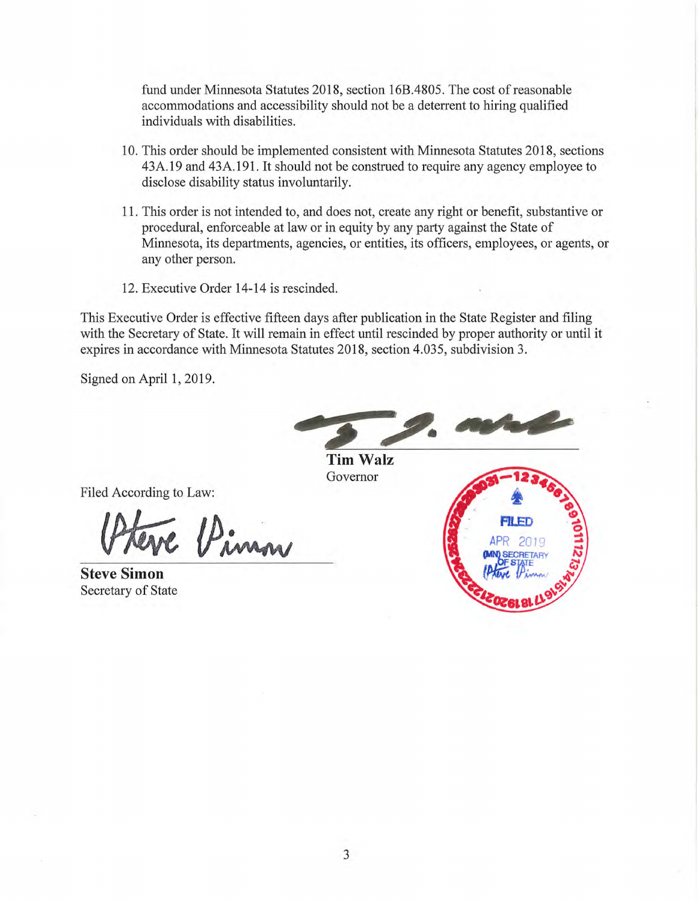fund under Minnesota Statutes 2018, section 16B.4805. The cost of reasonable accommodations and accessibility should not be a deterrent to hiring qualified individuals with disabilities.

10. This order should be implemented consistent with Minnesota Statutes 2018, sections 43A.19 and 43A.191. It should not be construed to require any agency employee to disclose disability status involuntarily.

11. This order is not intended to, and does not, create any right or benefit, substantive or procedural, enforceable at law or in equity by any party against the State of Minnesota, its departments, agencies, or entities, its officers, employees, or agents, or any other person.

12. Executive Order 14-14 is rescinded.

This Executive Order is effective fifteen days after publication in the State Register and filing with the Secretary of State. It will remain in effect until rescinded by proper authority or until it expires in accordance with Minnesota Statutes 2018, section 4.035, subdivision 3.

Signed on April 1, 2019.

**Tim Walz**
Governor

Filed According to Law:

**Steve Simon**
Secretary of State

FILED
APR 2019
(MN) SECRETARY OF STATE